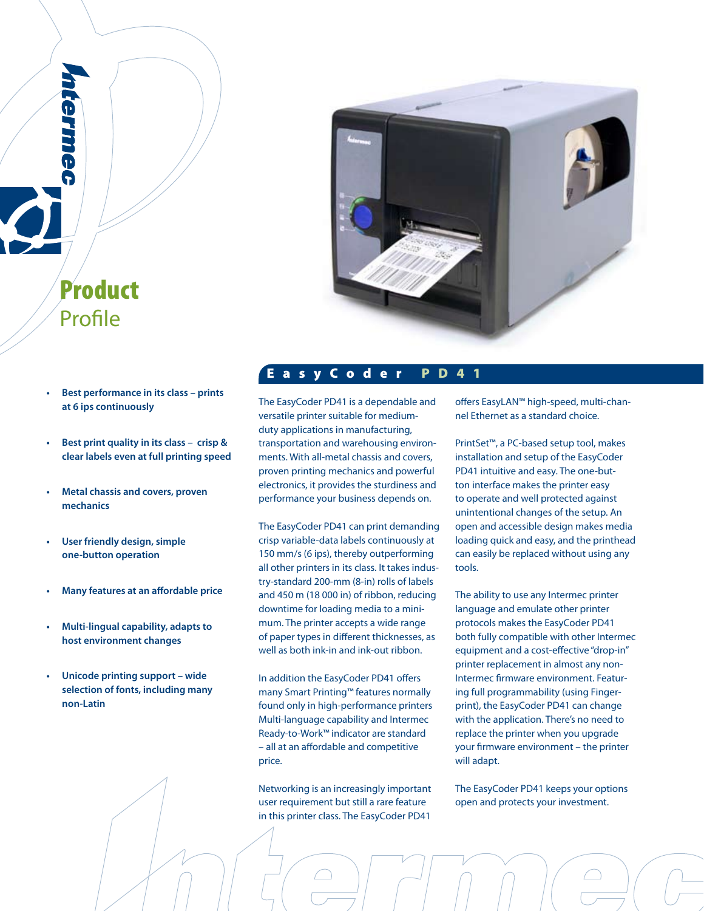# Product Profile

- Best performance in its class – prints at 6 ips continuously
- Best print quality in its class – crisp & clear labels even at full printing speed
- Metal chassis and covers, proven mechanics
- User friendly design, simple one-button operation
- Many features at an affordable price
- Multi-lingual capability, adapts to host environment changes
- Unicode printing support – wide selection of fonts, including many non-Latin

## EasyCoder PD41

The EasyCoder PD41 is a dependable and versatile printer suitable for medium-duty applications in manufacturing, transportation and warehousing environments. With all-metal chassis and covers, proven printing mechanics and powerful electronics, it provides the sturdiness and performance your business depends on.

The EasyCoder PD41 can print demanding crisp variable-data labels continuously at 150 mm/s (6 ips), thereby outperforming all other printers in its class. It takes industry-standard 200-mm (8-in) rolls of labels and 450 m (18 000 in) of ribbon, reducing downtime for loading media to a minimum. The printer accepts a wide range of paper types in different thicknesses, as well as both ink-in and ink-out ribbon.

In addition the EasyCoder PD41 offers many Smart Printing™ features normally found only in high-performance printers Multi-language capability and Intermec Ready-to-Work™ indicator are standard – all at an affordable and competitive price.

Networking is an increasingly important user requirement but still a rare feature in this printer class. The EasyCoder PD41 offers EasyLAN™ high-speed, multi-channel Ethernet as a standard choice.

PrintSet™, a PC-based setup tool, makes installation and setup of the EasyCoder PD41 intuitive and easy. The one-button interface makes the printer easy to operate and well protected against unintentional changes of the setup. An open and accessible design makes media loading quick and easy, and the printhead can easily be replaced without using any tools.

The ability to use any Intermec printer language and emulate other printer protocols makes the EasyCoder PD41 both fully compatible with other Intermec equipment and a cost-effective "drop-in" printer replacement in almost any non-Intermec firmware environment. Featuring full programmability (using Fingerprint), the EasyCoder PD41 can change with the application. There's no need to replace the printer when you upgrade your firmware environment – the printer will adapt.

The EasyCoder PD41 keeps your options open and protects your investment.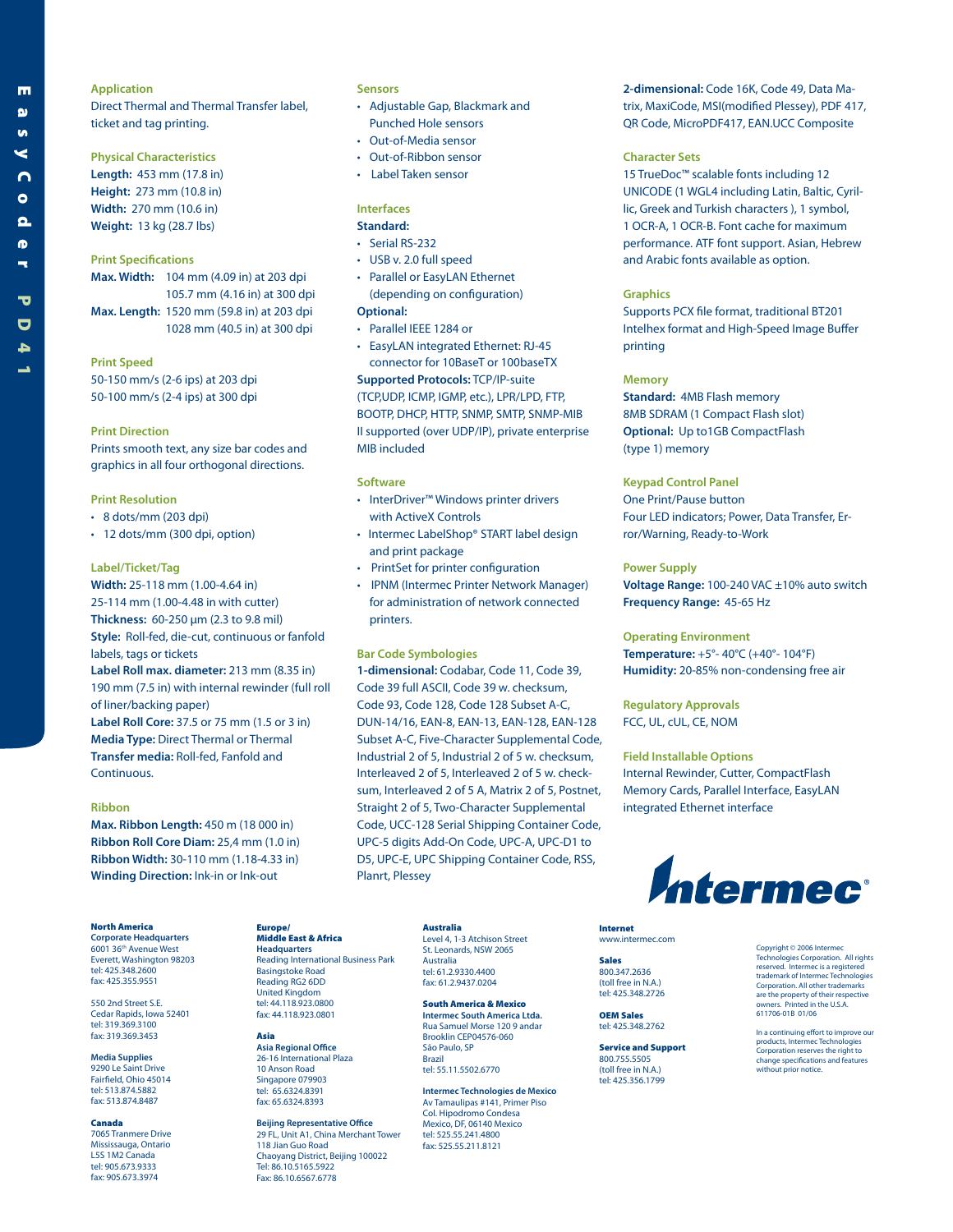## Application

Direct Thermal and Thermal Transfer label, ticket and tag printing.

## Physical Characteristics

**Length:** 453 mm (17.8 in)
**Height:** 273 mm (10.8 in)
**Width:** 270 mm (10.6 in)
**Weight:** 13 kg (28.7 lbs)

## Print Specifications

**Max. Width:** 104 mm (4.09 in) at 203 dpi
105.7 mm (4.16 in) at 300 dpi
**Max. Length:** 1520 mm (59.8 in) at 203 dpi
1028 mm (40.5 in) at 300 dpi

## Print Speed

50-150 mm/s (2-6 ips) at 203 dpi
50-100 mm/s (2-4 ips) at 300 dpi

## Print Direction

Prints smooth text, any size bar codes and graphics in all four orthogonal directions.

## Print Resolution

- 8 dots/mm (203 dpi)
- 12 dots/mm (300 dpi, option)

## Label/Ticket/Tag

**Width:** 25-118 mm (1.00-4.64 in)
25-114 mm (1.00-4.48 in with cutter)
**Thickness:** 60-250 µm (2.3 to 9.8 mil)
**Style:** Roll-fed, die-cut, continuous or fanfold labels, tags or tickets
**Label Roll max. diameter:** 213 mm (8.35 in)
190 mm (7.5 in) with internal rewinder (full roll of liner/backing paper)
**Label Roll Core:** 37.5 or 75 mm (1.5 or 3 in)
**Media Type:** Direct Thermal or Thermal
**Transfer media:** Roll-fed, Fanfold and Continuous.

## Ribbon

**Max. Ribbon Length:** 450 m (18 000 in)
**Ribbon Roll Core Diam:** 25,4 mm (1.0 in)
**Ribbon Width:** 30-110 mm (1.18-4.33 in)
**Winding Direction:** Ink-in or Ink-out

## Sensors

- Adjustable Gap, Blackmark and Punched Hole sensors
- Out-of-Media sensor
- Out-of-Ribbon sensor
- Label Taken sensor

## Interfaces

**Standard:**

- Serial RS-232
- USB v. 2.0 full speed
- Parallel or EasyLAN Ethernet (depending on configuration)

**Optional:**

- Parallel IEEE 1284 or
- EasyLAN integrated Ethernet: RJ-45 connector for 10BaseT or 100baseTX

**Supported Protocols:** TCP/IP-suite (TCP,UDP, ICMP, IGMP, etc.), LPR/LPD, FTP, BOOTP, DHCP, HTTP, SNMP, SMTP, SNMP-MIB II supported (over UDP/IP), private enterprise MIB included

## Software

- InterDriver™ Windows printer drivers with ActiveX Controls
- Intermec LabelShop® START label design and print package
- PrintSet for printer configuration
- IPNM (Intermec Printer Network Manager) for administration of network connected printers.

## Bar Code Symbologies

**1-dimensional:** Codabar, Code 11, Code 39, Code 39 full ASCII, Code 39 w. checksum, Code 93, Code 128, Code 128 Subset A-C, DUN-14/16, EAN-8, EAN-13, EAN-128, EAN-128 Subset A-C, Five-Character Supplemental Code, Industrial 2 of 5, Industrial 2 of 5 w. checksum, Interleaved 2 of 5, Interleaved 2 of 5 w. checksum, Interleaved 2 of 5 A, Matrix 2 of 5, Postnet, Straight 2 of 5, Two-Character Supplemental Code, UCC-128 Serial Shipping Container Code, UPC-5 digits Add-On Code, UPC-A, UPC-D1 to D5, UPC-E, UPC Shipping Container Code, RSS, Planrt, Plessey

**2-dimensional:** Code 16K, Code 49, Data Matrix, MaxiCode, MSI(modified Plessey), PDF 417, QR Code, MicroPDF417, EAN.UCC Composite

## Character Sets

15 TrueDoc™ scalable fonts including 12 UNICODE (1 WGL4 including Latin, Baltic, Cyrillic, Greek and Turkish characters ), 1 symbol, 1 OCR-A, 1 OCR-B. Font cache for maximum performance. ATF font support. Asian, Hebrew and Arabic fonts available as option.

## Graphics

Supports PCX file format, traditional BT201 Intelhex format and High-Speed Image Buffer printing

## Memory

**Standard:** 4MB Flash memory
8MB SDRAM (1 Compact Flash slot)
**Optional:** Up to1GB CompactFlash (type 1) memory

## Keypad Control Panel

One Print/Pause button
Four LED indicators; Power, Data Transfer, Error/Warning, Ready-to-Work

## Power Supply

**Voltage Range:** 100-240 VAC ±10% auto switch
**Frequency Range:** 45-65 Hz

## Operating Environment

**Temperature:** +5°- 40°C (+40°- 104°F)
**Humidity:** 20-85% non-condensing free air

## Regulatory Approvals

FCC, UL, cUL, CE, NOM

## Field Installable Options

Internal Rewinder, Cutter, CompactFlash Memory Cards, Parallel Interface, EasyLAN integrated Ethernet interface

Intermec®

**North America**
**Corporate Headquarters**
6001 36th Avenue West
Everett, Washington 98203
tel: 425.348.2600
fax: 425.355.9551

550 2nd Street S.E.
Cedar Rapids, Iowa 52401
tel: 319.369.3100
fax: 319.369.3453

**Media Supplies**
9290 Le Saint Drive
Fairfield, Ohio 45014
tel: 513.874.5882
fax: 513.874.8487

**Canada**
7065 Tranmere Drive
Mississauga, Ontario
L5S 1M2 Canada
tel: 905.673.9333
fax: 905.673.3974

**Europe/**
**Middle East & Africa**
**Headquarters**
Reading International Business Park
Basingstoke Road
Reading RG2 6DD
United Kingdom
tel: 44.118.923.0800
fax: 44.118.923.0801

**Asia**
**Asia Regional Office**
26-16 International Plaza
10 Anson Road
Singapore 079903
tel: 65.6324.8391
fax: 65.6324.8393

**Beijing Representative Office**
29 FL, Unit A1, China Merchant Tower
118 Jian Guo Road
Chaoyang District, Beijing 100022
Tel: 86.10.5165.5922
Fax: 86.10.6567.6778

**Australia**
Level 4, 1-3 Atchison Street
St. Leonards, NSW 2065
Australia
tel: 61.2.9330.4400
fax: 61.2.9437.0204

**South America & Mexico**
**Intermec South America Ltda.**
Rua Samuel Morse 120 9 andar
Brooklin CEP04576-060
São Paulo, SP
Brazil
tel: 55.11.5502.6770

**Intermec Technologies de Mexico**
Av Tamaulipas #141, Primer Piso
Col. Hipodromo Condesa
Mexico, DF, 06140 Mexico
tel: 525.55.241.4800
fax: 525.55.211.8121

**Internet**
www.intermec.com

**Sales**
800.347.2636
(toll free in N.A.)
tel: 425.348.2726

**OEM Sales**
tel: 425.348.2762

**Service and Support**
800.755.5505
(toll free in N.A.)
tel: 425.356.1799

Copyright © 2006 Intermec Technologies Corporation. All rights reserved. Intermec is a registered trademark of Intermec Technologies Corporation. All other trademarks are the property of their respective owners. Printed in the U.S.A. 611706-01B 01/06

In a continuing effort to improve our products, Intermec Technologies Corporation reserves the right to change specifications and features without prior notice.